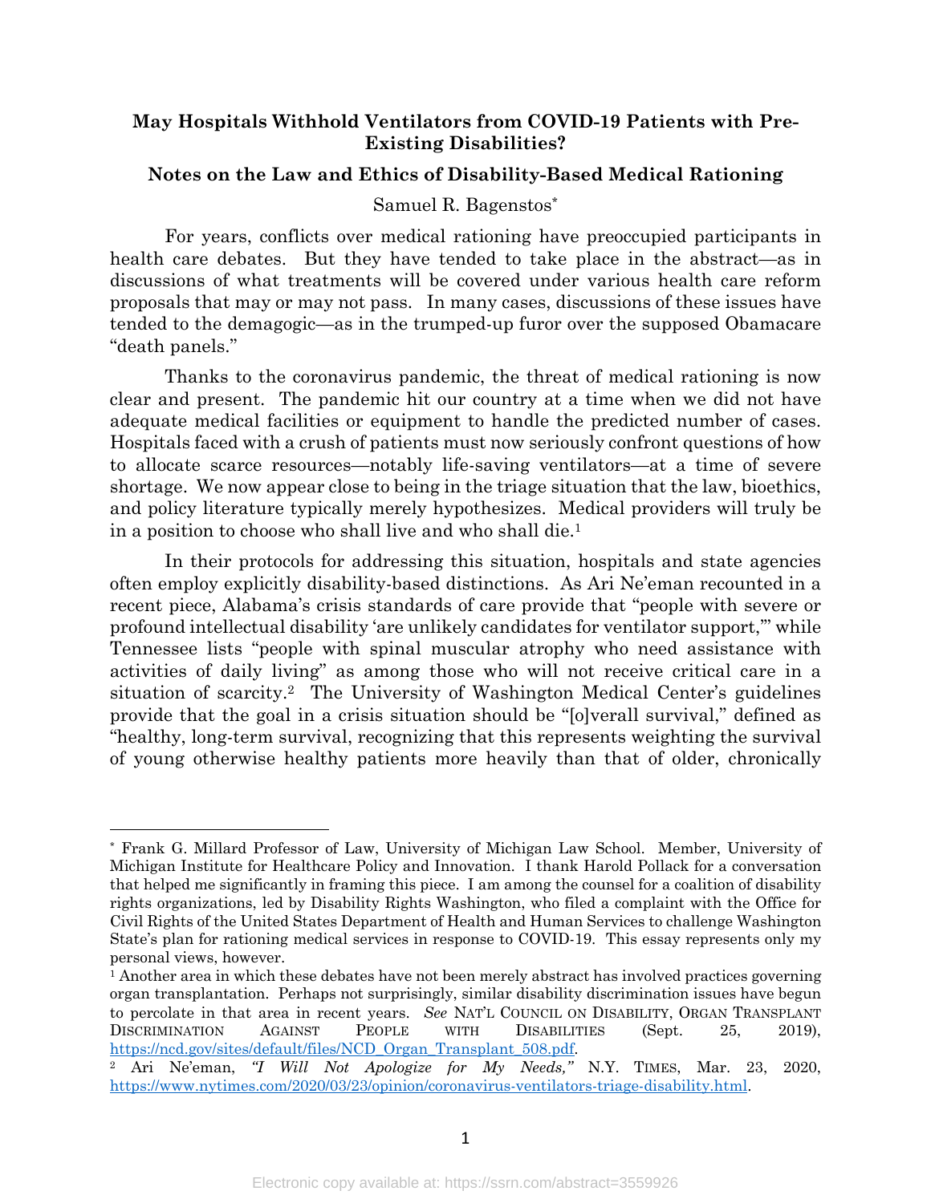**May Hospitals Withhold Ventilators from COVID-19 Patients with Pre-Existing Disabilities?**

**Notes on the Law and Ethics of Disability-Based Medical Rationing**

Samuel R. Bagenstos*

For years, conflicts over medical rationing have preoccupied participants in health care debates. But they have tended to take place in the abstract—as in discussions of what treatments will be covered under various health care reform proposals that may or may not pass. In many cases, discussions of these issues have tended to the demagogic—as in the trumped-up furor over the supposed Obamacare "death panels."

Thanks to the coronavirus pandemic, the threat of medical rationing is now clear and present. The pandemic hit our country at a time when we did not have adequate medical facilities or equipment to handle the predicted number of cases. Hospitals faced with a crush of patients must now seriously confront questions of how to allocate scarce resources—notably life-saving ventilators—at a time of severe shortage. We now appear close to being in the triage situation that the law, bioethics, and policy literature typically merely hypothesizes. Medical providers will truly be in a position to choose who shall live and who shall die.[1]

In their protocols for addressing this situation, hospitals and state agencies often employ explicitly disability-based distinctions. As Ari Ne'eman recounted in a recent piece, Alabama's crisis standards of care provide that "people with severe or profound intellectual disability 'are unlikely candidates for ventilator support,'" while Tennessee lists "people with spinal muscular atrophy who need assistance with activities of daily living" as among those who will not receive critical care in a situation of scarcity.[2] The University of Washington Medical Center's guidelines provide that the goal in a crisis situation should be "[o]verall survival," defined as "healthy, long-term survival, recognizing that this represents weighting the survival of young otherwise healthy patients more heavily than that of older, chronically

---

\* Frank G. Millard Professor of Law, University of Michigan Law School. Member, University of Michigan Institute for Healthcare Policy and Innovation. I thank Harold Pollack for a conversation that helped me significantly in framing this piece. I am among the counsel for a coalition of disability rights organizations, led by Disability Rights Washington, who filed a complaint with the Office for Civil Rights of the United States Department of Health and Human Services to challenge Washington State's plan for rationing medical services in response to COVID-19. This essay represents only my personal views, however.

[1] Another area in which these debates have not been merely abstract has involved practices governing organ transplantation. Perhaps not surprisingly, similar disability discrimination issues have begun to percolate in that area in recent years. *See* NAT'L COUNCIL ON DISABILITY, ORGAN TRANSPLANT DISCRIMINATION AGAINST PEOPLE WITH DISABILITIES (Sept. 25, 2019), https://ncd.gov/sites/default/files/NCD_Organ_Transplant_508.pdf.

[2] Ari Ne'eman, *"I Will Not Apologize for My Needs,"* N.Y. TIMES, Mar. 23, 2020, https://www.nytimes.com/2020/03/23/opinion/coronavirus-ventilators-triage-disability.html.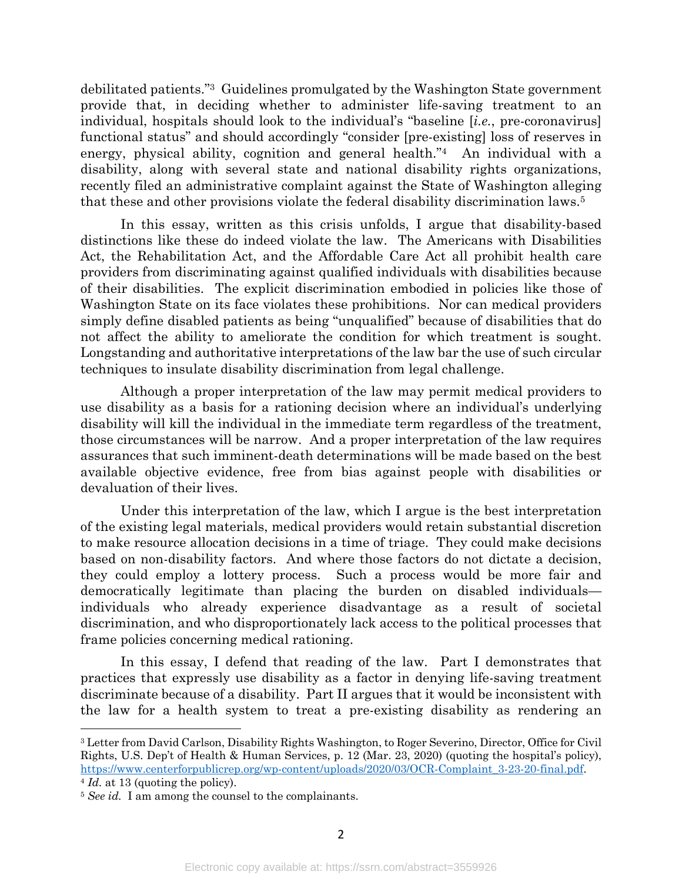debilitated patients."[3] Guidelines promulgated by the Washington State government provide that, in deciding whether to administer life-saving treatment to an individual, hospitals should look to the individual's "baseline [*i.e.*, pre-coronavirus] functional status" and should accordingly "consider [pre-existing] loss of reserves in energy, physical ability, cognition and general health."[4] An individual with a disability, along with several state and national disability rights organizations, recently filed an administrative complaint against the State of Washington alleging that these and other provisions violate the federal disability discrimination laws.[5]

In this essay, written as this crisis unfolds, I argue that disability-based distinctions like these do indeed violate the law. The Americans with Disabilities Act, the Rehabilitation Act, and the Affordable Care Act all prohibit health care providers from discriminating against qualified individuals with disabilities because of their disabilities. The explicit discrimination embodied in policies like those of Washington State on its face violates these prohibitions. Nor can medical providers simply define disabled patients as being "unqualified" because of disabilities that do not affect the ability to ameliorate the condition for which treatment is sought. Longstanding and authoritative interpretations of the law bar the use of such circular techniques to insulate disability discrimination from legal challenge.

Although a proper interpretation of the law may permit medical providers to use disability as a basis for a rationing decision where an individual's underlying disability will kill the individual in the immediate term regardless of the treatment, those circumstances will be narrow. And a proper interpretation of the law requires assurances that such imminent-death determinations will be made based on the best available objective evidence, free from bias against people with disabilities or devaluation of their lives.

Under this interpretation of the law, which I argue is the best interpretation of the existing legal materials, medical providers would retain substantial discretion to make resource allocation decisions in a time of triage. They could make decisions based on non-disability factors. And where those factors do not dictate a decision, they could employ a lottery process. Such a process would be more fair and democratically legitimate than placing the burden on disabled individuals—individuals who already experience disadvantage as a result of societal discrimination, and who disproportionately lack access to the political processes that frame policies concerning medical rationing.

In this essay, I defend that reading of the law. Part I demonstrates that practices that expressly use disability as a factor in denying life-saving treatment discriminate because of a disability. Part II argues that it would be inconsistent with the law for a health system to treat a pre-existing disability as rendering an

---

[3] Letter from David Carlson, Disability Rights Washington, to Roger Severino, Director, Office for Civil Rights, U.S. Dep't of Health & Human Services, p. 12 (Mar. 23, 2020) (quoting the hospital's policy), https://www.centerforpublicrep.org/wp-content/uploads/2020/03/OCR-Complaint_3-23-20-final.pdf.

[4] *Id.* at 13 (quoting the policy).

[5] *See id.* I am among the counsel to the complainants.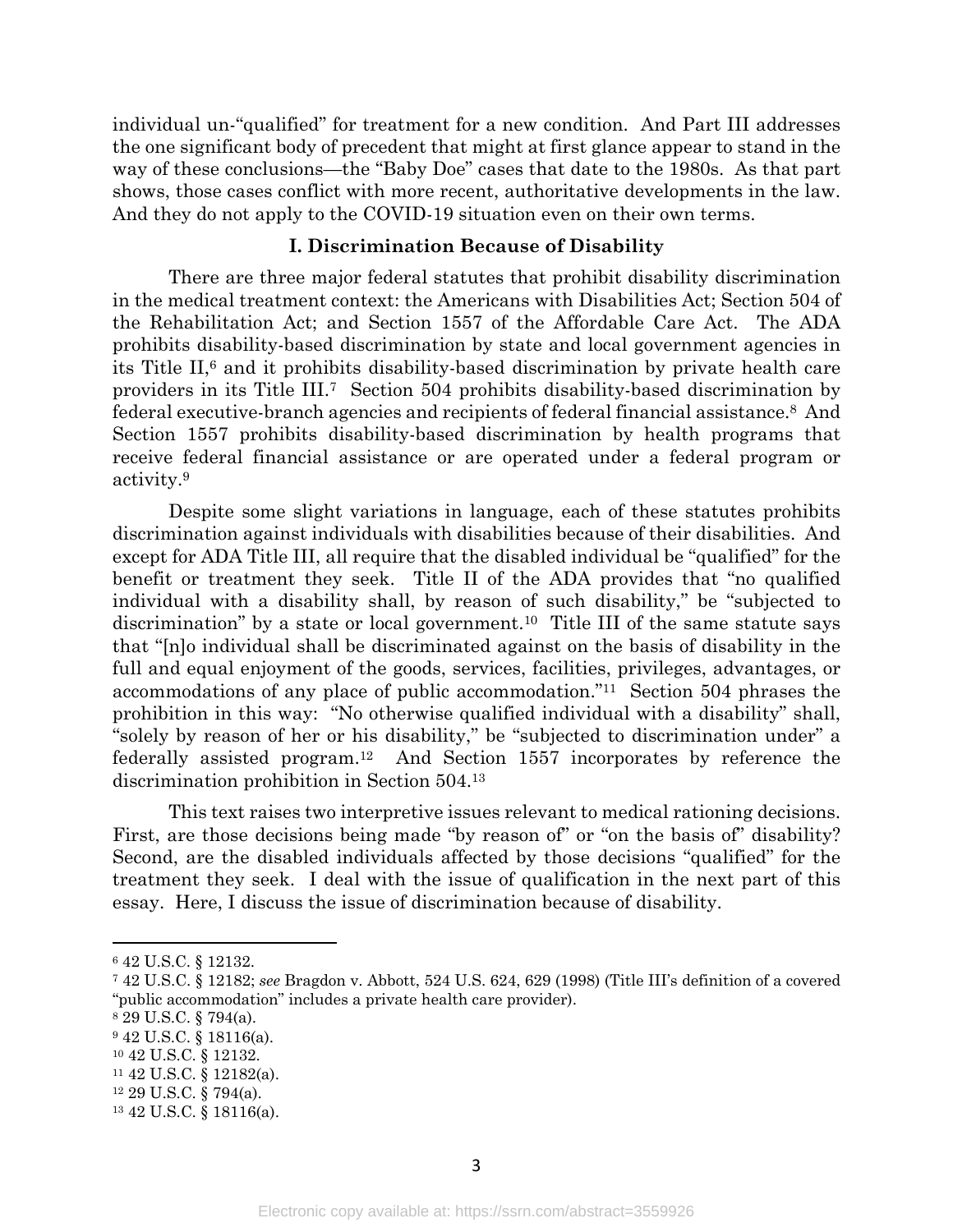individual un-"qualified" for treatment for a new condition. And Part III addresses the one significant body of precedent that might at first glance appear to stand in the way of these conclusions—the "Baby Doe" cases that date to the 1980s. As that part shows, those cases conflict with more recent, authoritative developments in the law. And they do not apply to the COVID-19 situation even on their own terms.

## I. Discrimination Because of Disability

There are three major federal statutes that prohibit disability discrimination in the medical treatment context: the Americans with Disabilities Act; Section 504 of the Rehabilitation Act; and Section 1557 of the Affordable Care Act. The ADA prohibits disability-based discrimination by state and local government agencies in its Title II,[6] and it prohibits disability-based discrimination by private health care providers in its Title III.[7] Section 504 prohibits disability-based discrimination by federal executive-branch agencies and recipients of federal financial assistance.[8] And Section 1557 prohibits disability-based discrimination by health programs that receive federal financial assistance or are operated under a federal program or activity.[9]

Despite some slight variations in language, each of these statutes prohibits discrimination against individuals with disabilities because of their disabilities. And except for ADA Title III, all require that the disabled individual be "qualified" for the benefit or treatment they seek. Title II of the ADA provides that "no qualified individual with a disability shall, by reason of such disability," be "subjected to discrimination" by a state or local government.[10] Title III of the same statute says that "[n]o individual shall be discriminated against on the basis of disability in the full and equal enjoyment of the goods, services, facilities, privileges, advantages, or accommodations of any place of public accommodation."[11] Section 504 phrases the prohibition in this way: "No otherwise qualified individual with a disability" shall, "solely by reason of her or his disability," be "subjected to discrimination under" a federally assisted program.[12] And Section 1557 incorporates by reference the discrimination prohibition in Section 504.[13]

This text raises two interpretive issues relevant to medical rationing decisions. First, are those decisions being made "by reason of" or "on the basis of" disability? Second, are the disabled individuals affected by those decisions "qualified" for the treatment they seek. I deal with the issue of qualification in the next part of this essay. Here, I discuss the issue of discrimination because of disability.

---

[6] 42 U.S.C. § 12132.
[7] 42 U.S.C. § 12182; *see* Bragdon v. Abbott, 524 U.S. 624, 629 (1998) (Title III's definition of a covered "public accommodation" includes a private health care provider).
[8] 29 U.S.C. § 794(a).
[9] 42 U.S.C. § 18116(a).
[10] 42 U.S.C. § 12132.
[11] 42 U.S.C. § 12182(a).
[12] 29 U.S.C. § 794(a).
[13] 42 U.S.C. § 18116(a).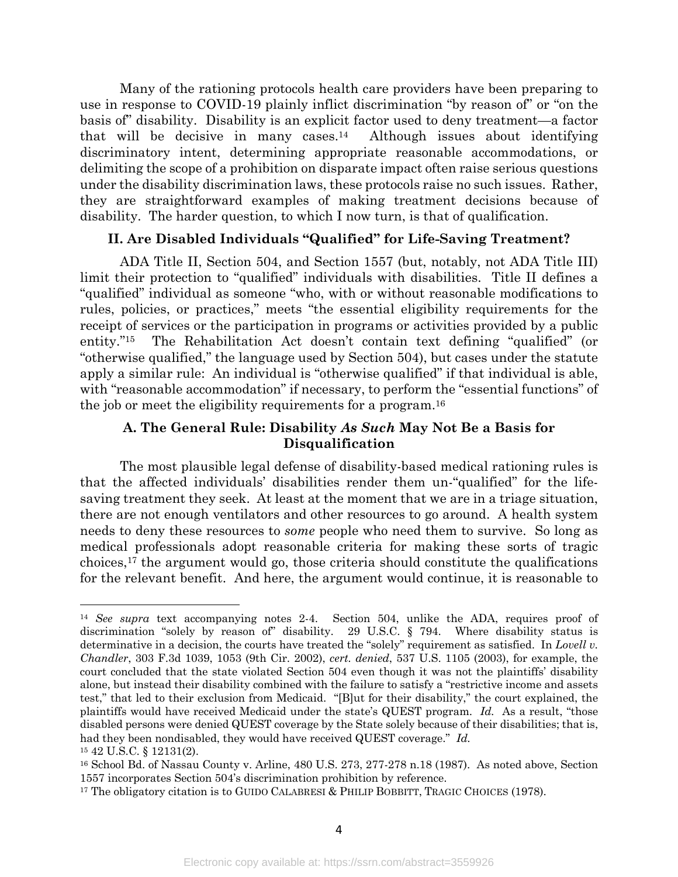Many of the rationing protocols health care providers have been preparing to use in response to COVID-19 plainly inflict discrimination "by reason of" or "on the basis of" disability. Disability is an explicit factor used to deny treatment—a factor that will be decisive in many cases.[14] Although issues about identifying discriminatory intent, determining appropriate reasonable accommodations, or delimiting the scope of a prohibition on disparate impact often raise serious questions under the disability discrimination laws, these protocols raise no such issues. Rather, they are straightforward examples of making treatment decisions because of disability. The harder question, to which I now turn, is that of qualification.

## II. Are Disabled Individuals "Qualified" for Life-Saving Treatment?

ADA Title II, Section 504, and Section 1557 (but, notably, not ADA Title III) limit their protection to "qualified" individuals with disabilities. Title II defines a "qualified" individual as someone "who, with or without reasonable modifications to rules, policies, or practices," meets "the essential eligibility requirements for the receipt of services or the participation in programs or activities provided by a public entity."[15] The Rehabilitation Act doesn't contain text defining "qualified" (or "otherwise qualified," the language used by Section 504), but cases under the statute apply a similar rule: An individual is "otherwise qualified" if that individual is able, with "reasonable accommodation" if necessary, to perform the "essential functions" of the job or meet the eligibility requirements for a program.[16]

### A. The General Rule: Disability *As Such* May Not Be a Basis for Disqualification

The most plausible legal defense of disability-based medical rationing rules is that the affected individuals' disabilities render them un-"qualified" for the life-saving treatment they seek. At least at the moment that we are in a triage situation, there are not enough ventilators and other resources to go around. A health system needs to deny these resources to *some* people who need them to survive. So long as medical professionals adopt reasonable criteria for making these sorts of tragic choices,[17] the argument would go, those criteria should constitute the qualifications for the relevant benefit. And here, the argument would continue, it is reasonable to

---

[14] *See supra* text accompanying notes 2-4. Section 504, unlike the ADA, requires proof of discrimination "solely by reason of" disability. 29 U.S.C. § 794. Where disability status is determinative in a decision, the courts have treated the "solely" requirement as satisfied. In *Lovell v. Chandler*, 303 F.3d 1039, 1053 (9th Cir. 2002), *cert. denied*, 537 U.S. 1105 (2003), for example, the court concluded that the state violated Section 504 even though it was not the plaintiffs' disability alone, but instead their disability combined with the failure to satisfy a "restrictive income and assets test," that led to their exclusion from Medicaid. "[B]ut for their disability," the court explained, the plaintiffs would have received Medicaid under the state's QUEST program. *Id.* As a result, "those disabled persons were denied QUEST coverage by the State solely because of their disabilities; that is, had they been nondisabled, they would have received QUEST coverage." *Id.*

[15] 42 U.S.C. § 12131(2).

[16] School Bd. of Nassau County v. Arline, 480 U.S. 273, 277-278 n.18 (1987). As noted above, Section 1557 incorporates Section 504's discrimination prohibition by reference.

[17] The obligatory citation is to GUIDO CALABRESI & PHILIP BOBBITT, TRAGIC CHOICES (1978).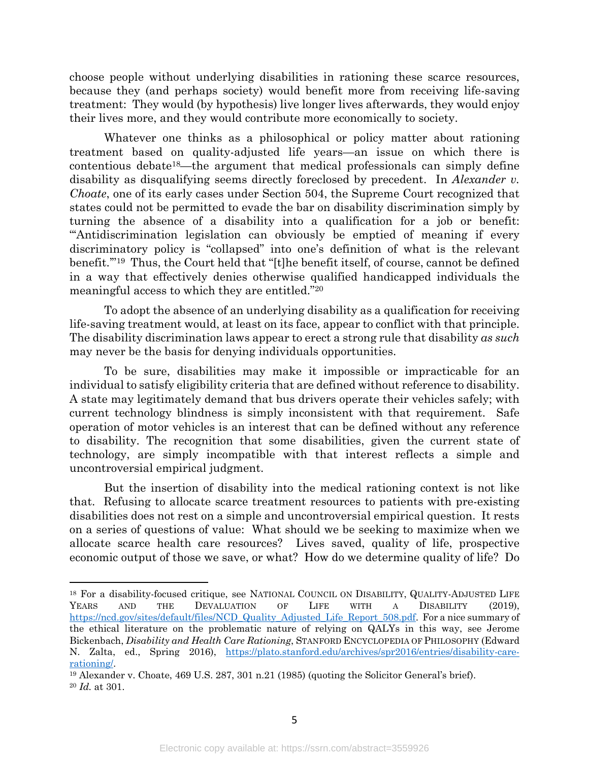choose people without underlying disabilities in rationing these scarce resources, because they (and perhaps society) would benefit more from receiving life-saving treatment: They would (by hypothesis) live longer lives afterwards, they would enjoy their lives more, and they would contribute more economically to society.

Whatever one thinks as a philosophical or policy matter about rationing treatment based on quality-adjusted life years—an issue on which there is contentious debate[18]—the argument that medical professionals can simply define disability as disqualifying seems directly foreclosed by precedent. In *Alexander v. Choate*, one of its early cases under Section 504, the Supreme Court recognized that states could not be permitted to evade the bar on disability discrimination simply by turning the absence of a disability into a qualification for a job or benefit: "'Antidiscrimination legislation can obviously be emptied of meaning if every discriminatory policy is "collapsed" into one's definition of what is the relevant benefit.'"[19] Thus, the Court held that "[t]he benefit itself, of course, cannot be defined in a way that effectively denies otherwise qualified handicapped individuals the meaningful access to which they are entitled."[20]

To adopt the absence of an underlying disability as a qualification for receiving life-saving treatment would, at least on its face, appear to conflict with that principle. The disability discrimination laws appear to erect a strong rule that disability *as such* may never be the basis for denying individuals opportunities.

To be sure, disabilities may make it impossible or impracticable for an individual to satisfy eligibility criteria that are defined without reference to disability. A state may legitimately demand that bus drivers operate their vehicles safely; with current technology blindness is simply inconsistent with that requirement. Safe operation of motor vehicles is an interest that can be defined without any reference to disability. The recognition that some disabilities, given the current state of technology, are simply incompatible with that interest reflects a simple and uncontroversial empirical judgment.

But the insertion of disability into the medical rationing context is not like that. Refusing to allocate scarce treatment resources to patients with pre-existing disabilities does not rest on a simple and uncontroversial empirical question. It rests on a series of questions of value: What should we be seeking to maximize when we allocate scarce health care resources? Lives saved, quality of life, prospective economic output of those we save, or what? How do we determine quality of life? Do

---

[18] For a disability-focused critique, see NATIONAL COUNCIL ON DISABILITY, QUALITY-ADJUSTED LIFE YEARS AND THE DEVALUATION OF LIFE WITH A DISABILITY (2019), https://ncd.gov/sites/default/files/NCD_Quality_Adjusted_Life_Report_508.pdf. For a nice summary of the ethical literature on the problematic nature of relying on QALYs in this way, see Jerome Bickenbach, *Disability and Health Care Rationing*, STANFORD ENCYCLOPEDIA OF PHILOSOPHY (Edward N. Zalta, ed., Spring 2016), https://plato.stanford.edu/archives/spr2016/entries/disability-care-rationing/.

[19] Alexander v. Choate, 469 U.S. 287, 301 n.21 (1985) (quoting the Solicitor General's brief).

[20] *Id.* at 301.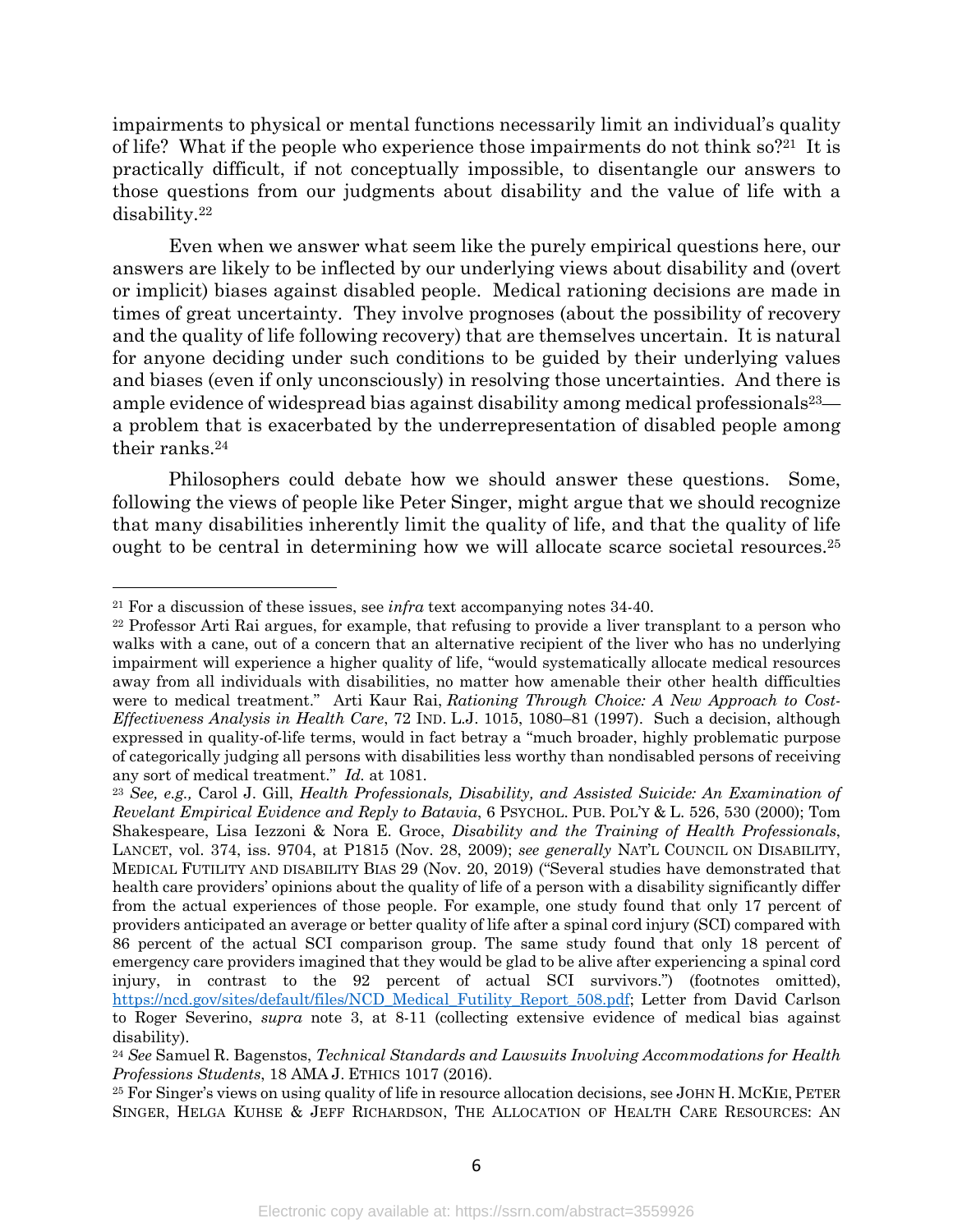impairments to physical or mental functions necessarily limit an individual's quality of life? What if the people who experience those impairments do not think so?[21] It is practically difficult, if not conceptually impossible, to disentangle our answers to those questions from our judgments about disability and the value of life with a disability.[22]

Even when we answer what seem like the purely empirical questions here, our answers are likely to be inflected by our underlying views about disability and (overt or implicit) biases against disabled people. Medical rationing decisions are made in times of great uncertainty. They involve prognoses (about the possibility of recovery and the quality of life following recovery) that are themselves uncertain. It is natural for anyone deciding under such conditions to be guided by their underlying values and biases (even if only unconsciously) in resolving those uncertainties. And there is ample evidence of widespread bias against disability among medical professionals[23]—a problem that is exacerbated by the underrepresentation of disabled people among their ranks.[24]

Philosophers could debate how we should answer these questions. Some, following the views of people like Peter Singer, might argue that we should recognize that many disabilities inherently limit the quality of life, and that the quality of life ought to be central in determining how we will allocate scarce societal resources.[25]

---

[21] For a discussion of these issues, see *infra* text accompanying notes 34-40.

[22] Professor Arti Rai argues, for example, that refusing to provide a liver transplant to a person who walks with a cane, out of a concern that an alternative recipient of the liver who has no underlying impairment will experience a higher quality of life, "would systematically allocate medical resources away from all individuals with disabilities, no matter how amenable their other health difficulties were to medical treatment." Arti Kaur Rai, *Rationing Through Choice: A New Approach to Cost-Effectiveness Analysis in Health Care*, 72 IND. L.J. 1015, 1080–81 (1997). Such a decision, although expressed in quality-of-life terms, would in fact betray a "much broader, highly problematic purpose of categorically judging all persons with disabilities less worthy than nondisabled persons of receiving any sort of medical treatment." *Id.* at 1081.

[23] *See, e.g.,* Carol J. Gill, *Health Professionals, Disability, and Assisted Suicide: An Examination of Revelant Empirical Evidence and Reply to Batavia*, 6 PSYCHOL. PUB. POL'Y & L. 526, 530 (2000); Tom Shakespeare, Lisa Iezzoni & Nora E. Groce, *Disability and the Training of Health Professionals*, LANCET, vol. 374, iss. 9704, at P1815 (Nov. 28, 2009); *see generally* NAT'L COUNCIL ON DISABILITY, MEDICAL FUTILITY AND DISABILITY BIAS 29 (Nov. 20, 2019) ("Several studies have demonstrated that health care providers' opinions about the quality of life of a person with a disability significantly differ from the actual experiences of those people. For example, one study found that only 17 percent of providers anticipated an average or better quality of life after a spinal cord injury (SCI) compared with 86 percent of the actual SCI comparison group. The same study found that only 18 percent of emergency care providers imagined that they would be glad to be alive after experiencing a spinal cord injury, in contrast to the 92 percent of actual SCI survivors.") (footnotes omitted), https://ncd.gov/sites/default/files/NCD_Medical_Futility_Report_508.pdf; Letter from David Carlson to Roger Severino, *supra* note 3, at 8-11 (collecting extensive evidence of medical bias against disability).

[24] *See* Samuel R. Bagenstos, *Technical Standards and Lawsuits Involving Accommodations for Health Professions Students*, 18 AMA J. ETHICS 1017 (2016).

[25] For Singer's views on using quality of life in resource allocation decisions, see JOHN H. MCKIE, PETER SINGER, HELGA KUHSE & JEFF RICHARDSON, THE ALLOCATION OF HEALTH CARE RESOURCES: AN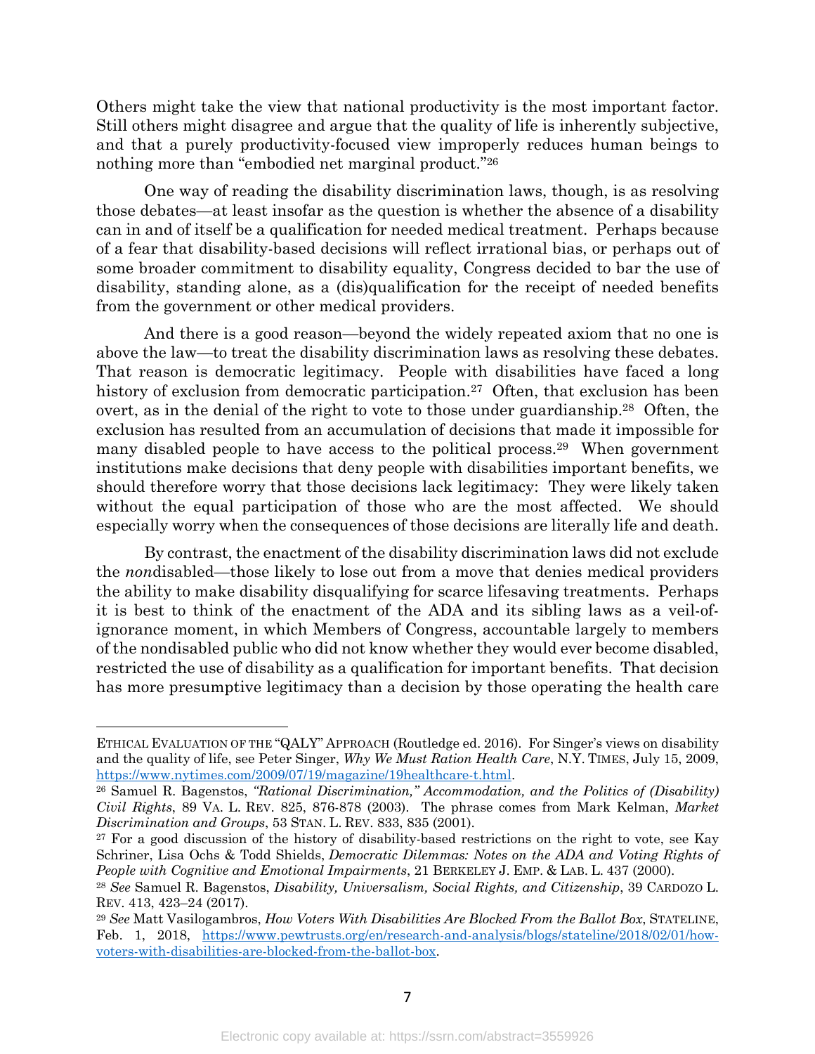Others might take the view that national productivity is the most important factor. Still others might disagree and argue that the quality of life is inherently subjective, and that a purely productivity-focused view improperly reduces human beings to nothing more than "embodied net marginal product."[26]

One way of reading the disability discrimination laws, though, is as resolving those debates—at least insofar as the question is whether the absence of a disability can in and of itself be a qualification for needed medical treatment. Perhaps because of a fear that disability-based decisions will reflect irrational bias, or perhaps out of some broader commitment to disability equality, Congress decided to bar the use of disability, standing alone, as a (dis)qualification for the receipt of needed benefits from the government or other medical providers.

And there is a good reason—beyond the widely repeated axiom that no one is above the law—to treat the disability discrimination laws as resolving these debates. That reason is democratic legitimacy. People with disabilities have faced a long history of exclusion from democratic participation.[27] Often, that exclusion has been overt, as in the denial of the right to vote to those under guardianship.[28] Often, the exclusion has resulted from an accumulation of decisions that made it impossible for many disabled people to have access to the political process.[29] When government institutions make decisions that deny people with disabilities important benefits, we should therefore worry that those decisions lack legitimacy: They were likely taken without the equal participation of those who are the most affected. We should especially worry when the consequences of those decisions are literally life and death.

By contrast, the enactment of the disability discrimination laws did not exclude the *non*disabled—those likely to lose out from a move that denies medical providers the ability to make disability disqualifying for scarce lifesaving treatments. Perhaps it is best to think of the enactment of the ADA and its sibling laws as a veil-of-ignorance moment, in which Members of Congress, accountable largely to members of the nondisabled public who did not know whether they would ever become disabled, restricted the use of disability as a qualification for important benefits. That decision has more presumptive legitimacy than a decision by those operating the health care

---

ETHICAL EVALUATION OF THE "QALY" APPROACH (Routledge ed. 2016). For Singer's views on disability and the quality of life, see Peter Singer, *Why We Must Ration Health Care*, N.Y. TIMES, July 15, 2009, https://www.nytimes.com/2009/07/19/magazine/19healthcare-t.html.

[26] Samuel R. Bagenstos, *"Rational Discrimination," Accommodation, and the Politics of (Disability) Civil Rights*, 89 VA. L. REV. 825, 876-878 (2003). The phrase comes from Mark Kelman, *Market Discrimination and Groups*, 53 STAN. L. REV. 833, 835 (2001).

[27] For a good discussion of the history of disability-based restrictions on the right to vote, see Kay Schriner, Lisa Ochs & Todd Shields, *Democratic Dilemmas: Notes on the ADA and Voting Rights of People with Cognitive and Emotional Impairments*, 21 BERKELEY J. EMP. & LAB. L. 437 (2000).

[28] *See* Samuel R. Bagenstos, *Disability, Universalism, Social Rights, and Citizenship*, 39 CARDOZO L. REV. 413, 423–24 (2017).

[29] *See* Matt Vasilogambros, *How Voters With Disabilities Are Blocked From the Ballot Box*, STATELINE, Feb. 1, 2018, https://www.pewtrusts.org/en/research-and-analysis/blogs/stateline/2018/02/01/how-voters-with-disabilities-are-blocked-from-the-ballot-box.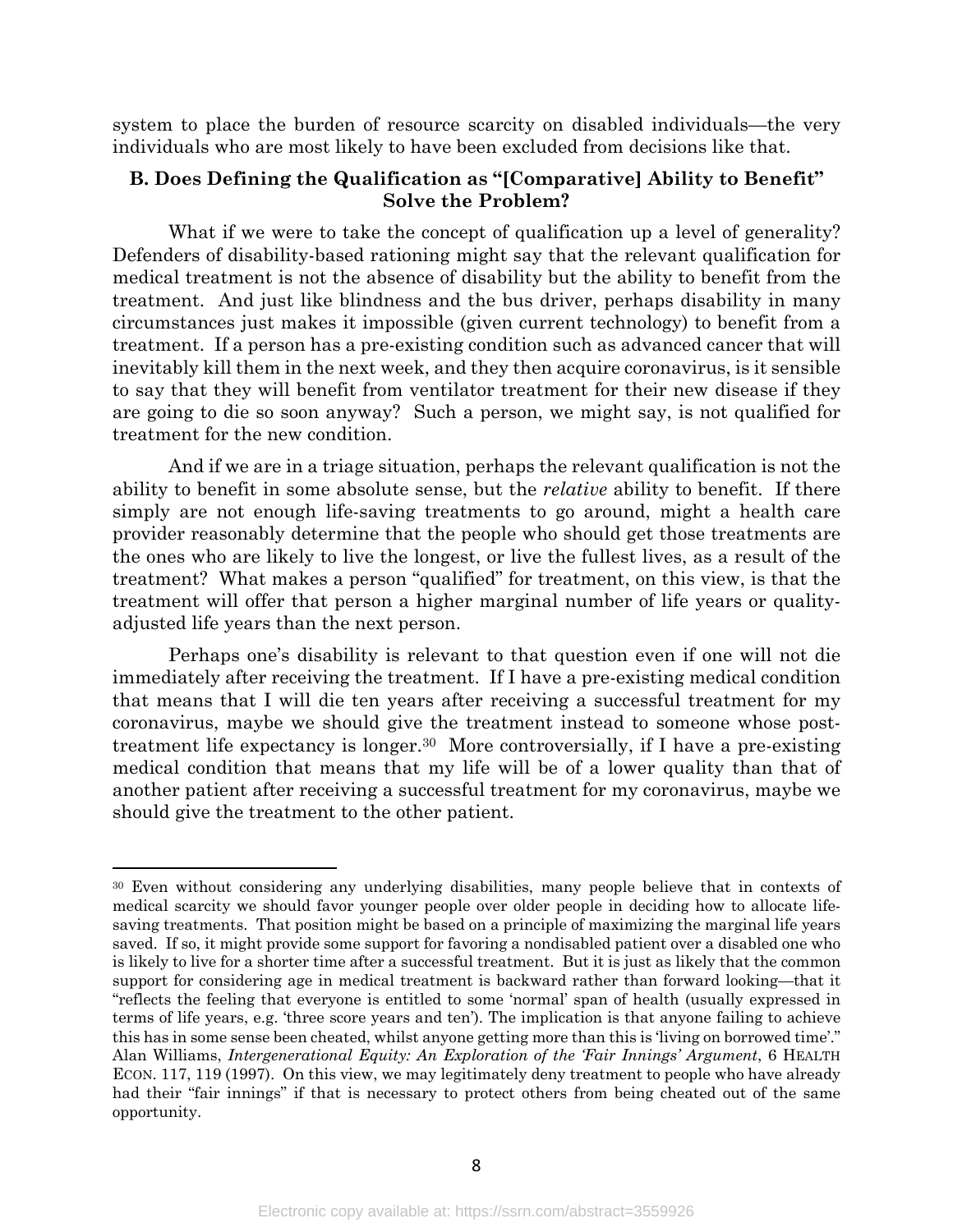system to place the burden of resource scarcity on disabled individuals—the very individuals who are most likely to have been excluded from decisions like that.

### B. Does Defining the Qualification as "[Comparative] Ability to Benefit" Solve the Problem?

What if we were to take the concept of qualification up a level of generality? Defenders of disability-based rationing might say that the relevant qualification for medical treatment is not the absence of disability but the ability to benefit from the treatment. And just like blindness and the bus driver, perhaps disability in many circumstances just makes it impossible (given current technology) to benefit from a treatment. If a person has a pre-existing condition such as advanced cancer that will inevitably kill them in the next week, and they then acquire coronavirus, is it sensible to say that they will benefit from ventilator treatment for their new disease if they are going to die so soon anyway? Such a person, we might say, is not qualified for treatment for the new condition.

And if we are in a triage situation, perhaps the relevant qualification is not the ability to benefit in some absolute sense, but the *relative* ability to benefit. If there simply are not enough life-saving treatments to go around, might a health care provider reasonably determine that the people who should get those treatments are the ones who are likely to live the longest, or live the fullest lives, as a result of the treatment? What makes a person "qualified" for treatment, on this view, is that the treatment will offer that person a higher marginal number of life years or quality-adjusted life years than the next person.

Perhaps one's disability is relevant to that question even if one will not die immediately after receiving the treatment. If I have a pre-existing medical condition that means that I will die ten years after receiving a successful treatment for my coronavirus, maybe we should give the treatment instead to someone whose post-treatment life expectancy is longer.[30] More controversially, if I have a pre-existing medical condition that means that my life will be of a lower quality than that of another patient after receiving a successful treatment for my coronavirus, maybe we should give the treatment to the other patient.

---

[30] Even without considering any underlying disabilities, many people believe that in contexts of medical scarcity we should favor younger people over older people in deciding how to allocate life-saving treatments. That position might be based on a principle of maximizing the marginal life years saved. If so, it might provide some support for favoring a nondisabled patient over a disabled one who is likely to live for a shorter time after a successful treatment. But it is just as likely that the common support for considering age in medical treatment is backward rather than forward looking—that it "reflects the feeling that everyone is entitled to some 'normal' span of health (usually expressed in terms of life years, e.g. 'three score years and ten'). The implication is that anyone failing to achieve this has in some sense been cheated, whilst anyone getting more than this is 'living on borrowed time'." Alan Williams, *Intergenerational Equity: An Exploration of the 'Fair Innings' Argument*, 6 HEALTH ECON. 117, 119 (1997). On this view, we may legitimately deny treatment to people who have already had their "fair innings" if that is necessary to protect others from being cheated out of the same opportunity.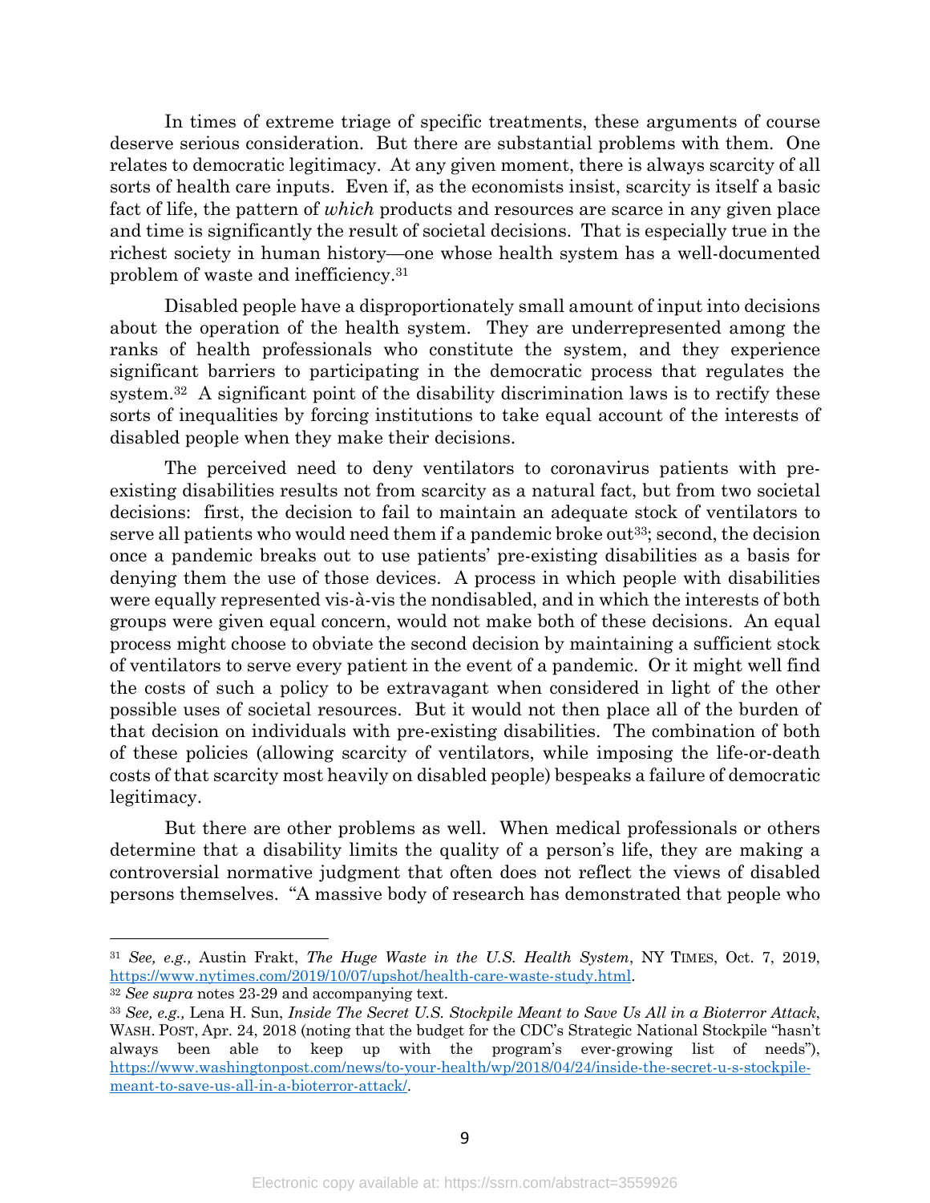In times of extreme triage of specific treatments, these arguments of course deserve serious consideration. But there are substantial problems with them. One relates to democratic legitimacy. At any given moment, there is always scarcity of all sorts of health care inputs. Even if, as the economists insist, scarcity is itself a basic fact of life, the pattern of *which* products and resources are scarce in any given place and time is significantly the result of societal decisions. That is especially true in the richest society in human history—one whose health system has a well-documented problem of waste and inefficiency.[31]

Disabled people have a disproportionately small amount of input into decisions about the operation of the health system. They are underrepresented among the ranks of health professionals who constitute the system, and they experience significant barriers to participating in the democratic process that regulates the system.[32] A significant point of the disability discrimination laws is to rectify these sorts of inequalities by forcing institutions to take equal account of the interests of disabled people when they make their decisions.

The perceived need to deny ventilators to coronavirus patients with pre-existing disabilities results not from scarcity as a natural fact, but from two societal decisions: first, the decision to fail to maintain an adequate stock of ventilators to serve all patients who would need them if a pandemic broke out[33]; second, the decision once a pandemic breaks out to use patients' pre-existing disabilities as a basis for denying them the use of those devices. A process in which people with disabilities were equally represented vis-à-vis the nondisabled, and in which the interests of both groups were given equal concern, would not make both of these decisions. An equal process might choose to obviate the second decision by maintaining a sufficient stock of ventilators to serve every patient in the event of a pandemic. Or it might well find the costs of such a policy to be extravagant when considered in light of the other possible uses of societal resources. But it would not then place all of the burden of that decision on individuals with pre-existing disabilities. The combination of both of these policies (allowing scarcity of ventilators, while imposing the life-or-death costs of that scarcity most heavily on disabled people) bespeaks a failure of democratic legitimacy.

But there are other problems as well. When medical professionals or others determine that a disability limits the quality of a person's life, they are making a controversial normative judgment that often does not reflect the views of disabled persons themselves. "A massive body of research has demonstrated that people who

---

[31] *See, e.g.,* Austin Frakt, *The Huge Waste in the U.S. Health System*, NY TIMES, Oct. 7, 2019, https://www.nytimes.com/2019/10/07/upshot/health-care-waste-study.html.

[32] *See supra* notes 23-29 and accompanying text.

[33] *See, e.g.,* Lena H. Sun, *Inside The Secret U.S. Stockpile Meant to Save Us All in a Bioterror Attack*, WASH. POST, Apr. 24, 2018 (noting that the budget for the CDC's Strategic National Stockpile "hasn't always been able to keep up with the program's ever-growing list of needs"), https://www.washingtonpost.com/news/to-your-health/wp/2018/04/24/inside-the-secret-u-s-stockpile-meant-to-save-us-all-in-a-bioterror-attack/.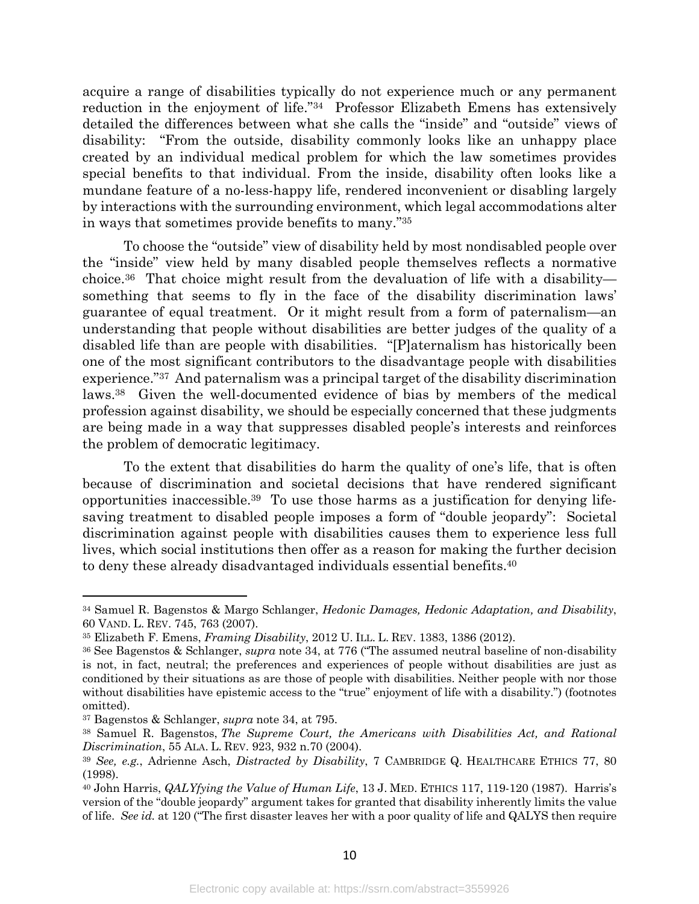acquire a range of disabilities typically do not experience much or any permanent reduction in the enjoyment of life."[34] Professor Elizabeth Emens has extensively detailed the differences between what she calls the "inside" and "outside" views of disability: "From the outside, disability commonly looks like an unhappy place created by an individual medical problem for which the law sometimes provides special benefits to that individual. From the inside, disability often looks like a mundane feature of a no-less-happy life, rendered inconvenient or disabling largely by interactions with the surrounding environment, which legal accommodations alter in ways that sometimes provide benefits to many."[35]

To choose the "outside" view of disability held by most nondisabled people over the "inside" view held by many disabled people themselves reflects a normative choice.[36] That choice might result from the devaluation of life with a disability—something that seems to fly in the face of the disability discrimination laws' guarantee of equal treatment. Or it might result from a form of paternalism—an understanding that people without disabilities are better judges of the quality of a disabled life than are people with disabilities. "[P]aternalism has historically been one of the most significant contributors to the disadvantage people with disabilities experience."[37] And paternalism was a principal target of the disability discrimination laws.[38] Given the well-documented evidence of bias by members of the medical profession against disability, we should be especially concerned that these judgments are being made in a way that suppresses disabled people's interests and reinforces the problem of democratic legitimacy.

To the extent that disabilities do harm the quality of one's life, that is often because of discrimination and societal decisions that have rendered significant opportunities inaccessible.[39] To use those harms as a justification for denying life-saving treatment to disabled people imposes a form of "double jeopardy": Societal discrimination against people with disabilities causes them to experience less full lives, which social institutions then offer as a reason for making the further decision to deny these already disadvantaged individuals essential benefits.[40]

---

[34] Samuel R. Bagenstos & Margo Schlanger, *Hedonic Damages, Hedonic Adaptation, and Disability*, 60 VAND. L. REV. 745, 763 (2007).

[35] Elizabeth F. Emens, *Framing Disability*, 2012 U. ILL. L. REV. 1383, 1386 (2012).

[36] See Bagenstos & Schlanger, *supra* note 34, at 776 ("The assumed neutral baseline of non-disability is not, in fact, neutral; the preferences and experiences of people without disabilities are just as conditioned by their situations as are those of people with disabilities. Neither people with nor those without disabilities have epistemic access to the "true" enjoyment of life with a disability.") (footnotes omitted).

[37] Bagenstos & Schlanger, *supra* note 34, at 795.

[38] Samuel R. Bagenstos, *The Supreme Court, the Americans with Disabilities Act, and Rational Discrimination*, 55 ALA. L. REV. 923, 932 n.70 (2004).

[39] *See, e.g.*, Adrienne Asch, *Distracted by Disability*, 7 CAMBRIDGE Q. HEALTHCARE ETHICS 77, 80 (1998).

[40] John Harris, *QALYfying the Value of Human Life*, 13 J. MED. ETHICS 117, 119-120 (1987). Harris's version of the "double jeopardy" argument takes for granted that disability inherently limits the value of life. *See id.* at 120 ("The first disaster leaves her with a poor quality of life and QALYS then require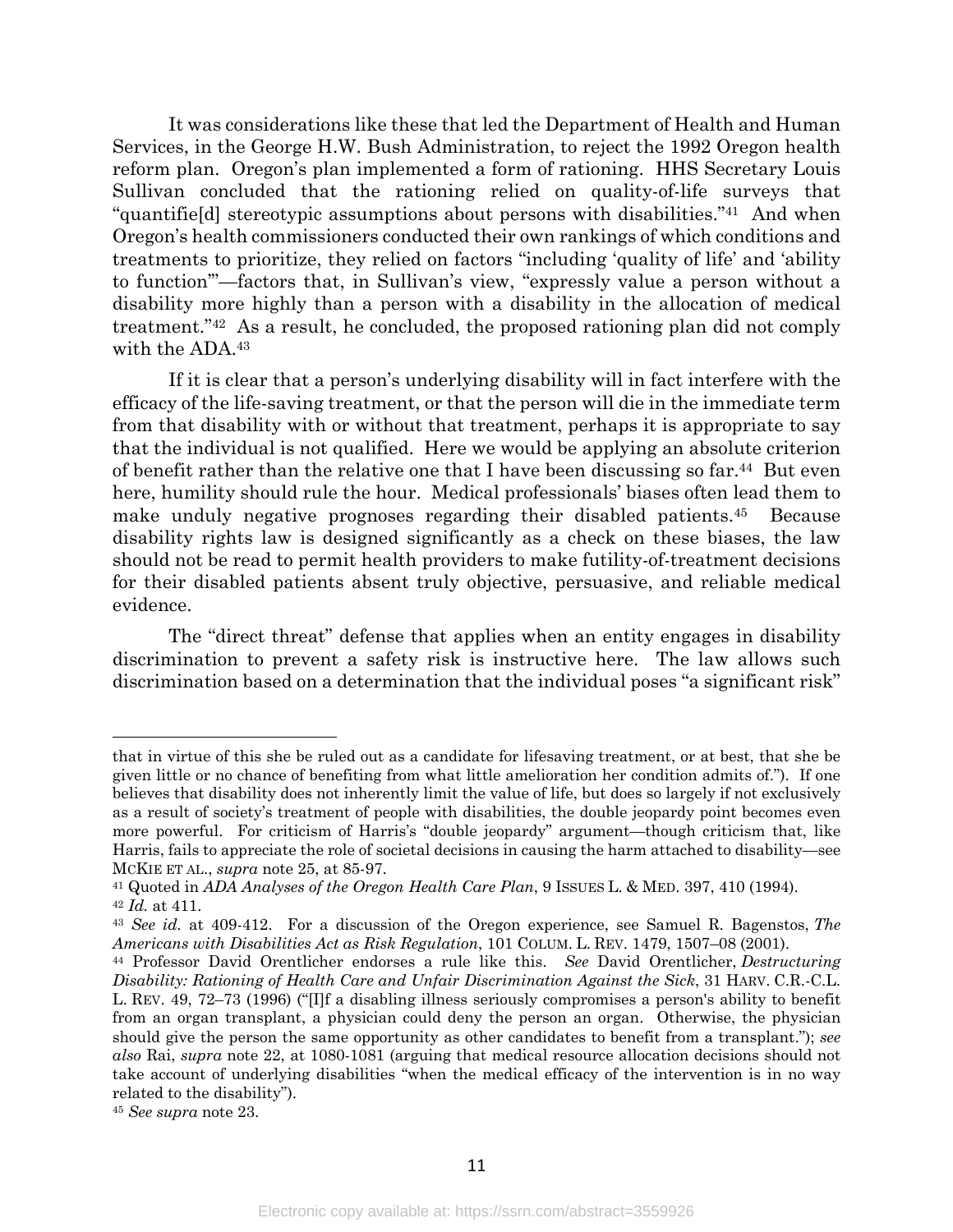It was considerations like these that led the Department of Health and Human Services, in the George H.W. Bush Administration, to reject the 1992 Oregon health reform plan. Oregon's plan implemented a form of rationing. HHS Secretary Louis Sullivan concluded that the rationing relied on quality-of-life surveys that "quantifie[d] stereotypic assumptions about persons with disabilities."[41] And when Oregon's health commissioners conducted their own rankings of which conditions and treatments to prioritize, they relied on factors "including 'quality of life' and 'ability to function'"—factors that, in Sullivan's view, "expressly value a person without a disability more highly than a person with a disability in the allocation of medical treatment."[42] As a result, he concluded, the proposed rationing plan did not comply with the ADA.[43]

If it is clear that a person's underlying disability will in fact interfere with the efficacy of the life-saving treatment, or that the person will die in the immediate term from that disability with or without that treatment, perhaps it is appropriate to say that the individual is not qualified. Here we would be applying an absolute criterion of benefit rather than the relative one that I have been discussing so far.[44] But even here, humility should rule the hour. Medical professionals' biases often lead them to make unduly negative prognoses regarding their disabled patients.[45] Because disability rights law is designed significantly as a check on these biases, the law should not be read to permit health providers to make futility-of-treatment decisions for their disabled patients absent truly objective, persuasive, and reliable medical evidence.

The "direct threat" defense that applies when an entity engages in disability discrimination to prevent a safety risk is instructive here. The law allows such discrimination based on a determination that the individual poses "a significant risk"

---

that in virtue of this she be ruled out as a candidate for lifesaving treatment, or at best, that she be given little or no chance of benefiting from what little amelioration her condition admits of."). If one believes that disability does not inherently limit the value of life, but does so largely if not exclusively as a result of society's treatment of people with disabilities, the double jeopardy point becomes even more powerful. For criticism of Harris's "double jeopardy" argument—though criticism that, like Harris, fails to appreciate the role of societal decisions in causing the harm attached to disability—see MCKIE ET AL., *supra* note 25, at 85-97.

[41] Quoted in *ADA Analyses of the Oregon Health Care Plan*, 9 ISSUES L. & MED. 397, 410 (1994).

[42] *Id.* at 411.

[43] *See id.* at 409-412. For a discussion of the Oregon experience, see Samuel R. Bagenstos, *The Americans with Disabilities Act as Risk Regulation*, 101 COLUM. L. REV. 1479, 1507–08 (2001).

[44] Professor David Orentlicher endorses a rule like this. *See* David Orentlicher, *Destructuring Disability: Rationing of Health Care and Unfair Discrimination Against the Sick*, 31 HARV. C.R.-C.L. L. REV. 49, 72–73 (1996) ("[I]f a disabling illness seriously compromises a person's ability to benefit from an organ transplant, a physician could deny the person an organ. Otherwise, the physician should give the person the same opportunity as other candidates to benefit from a transplant."); *see also* Rai, *supra* note 22, at 1080-1081 (arguing that medical resource allocation decisions should not take account of underlying disabilities "when the medical efficacy of the intervention is in no way related to the disability").

[45] *See supra* note 23.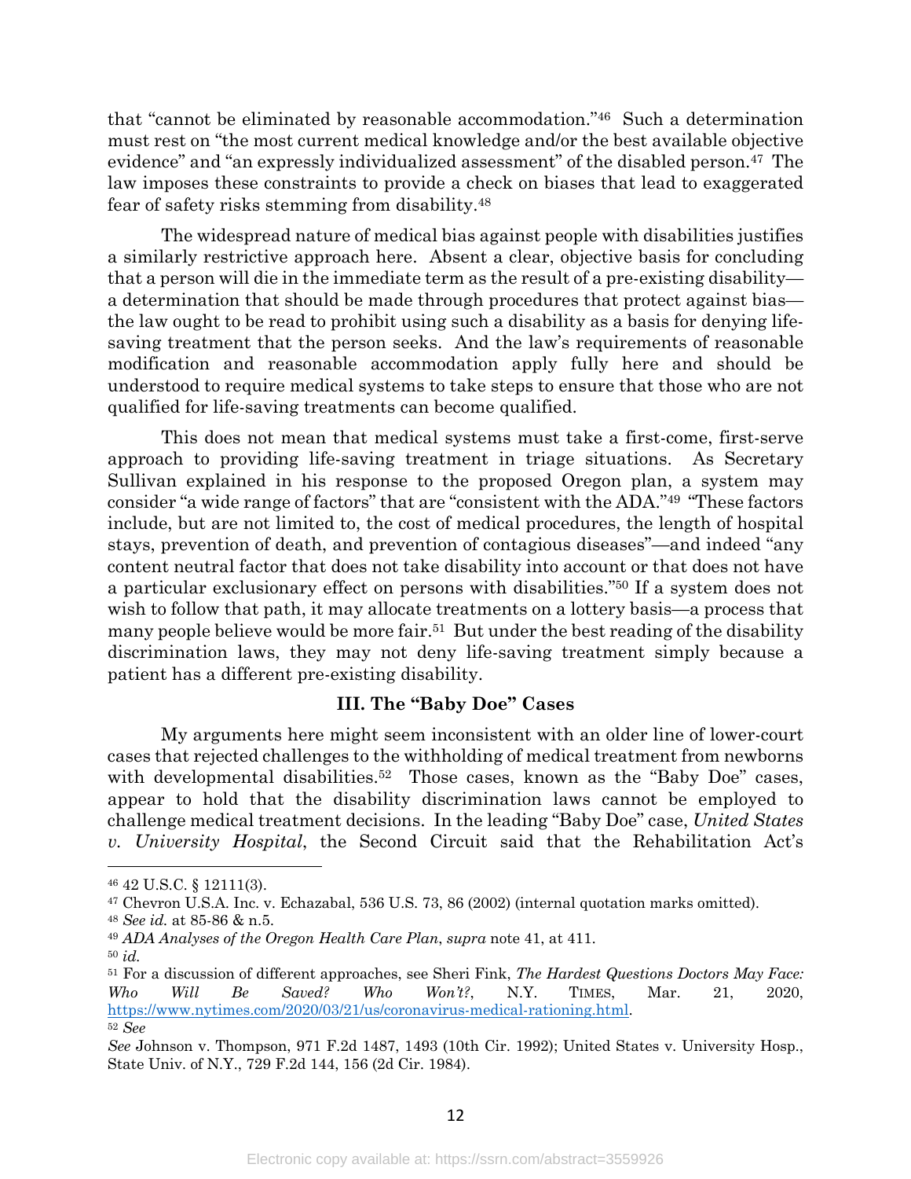that "cannot be eliminated by reasonable accommodation."[46] Such a determination must rest on "the most current medical knowledge and/or the best available objective evidence" and "an expressly individualized assessment" of the disabled person.[47] The law imposes these constraints to provide a check on biases that lead to exaggerated fear of safety risks stemming from disability.[48]

The widespread nature of medical bias against people with disabilities justifies a similarly restrictive approach here. Absent a clear, objective basis for concluding that a person will die in the immediate term as the result of a pre-existing disability—a determination that should be made through procedures that protect against bias—the law ought to be read to prohibit using such a disability as a basis for denying life-saving treatment that the person seeks. And the law's requirements of reasonable modification and reasonable accommodation apply fully here and should be understood to require medical systems to take steps to ensure that those who are not qualified for life-saving treatments can become qualified.

This does not mean that medical systems must take a first-come, first-serve approach to providing life-saving treatment in triage situations. As Secretary Sullivan explained in his response to the proposed Oregon plan, a system may consider "a wide range of factors" that are "consistent with the ADA."[49] "These factors include, but are not limited to, the cost of medical procedures, the length of hospital stays, prevention of death, and prevention of contagious diseases"—and indeed "any content neutral factor that does not take disability into account or that does not have a particular exclusionary effect on persons with disabilities."[50] If a system does not wish to follow that path, it may allocate treatments on a lottery basis—a process that many people believe would be more fair.[51] But under the best reading of the disability discrimination laws, they may not deny life-saving treatment simply because a patient has a different pre-existing disability.

### III. The "Baby Doe" Cases

My arguments here might seem inconsistent with an older line of lower-court cases that rejected challenges to the withholding of medical treatment from newborns with developmental disabilities.[52] Those cases, known as the "Baby Doe" cases, appear to hold that the disability discrimination laws cannot be employed to challenge medical treatment decisions. In the leading "Baby Doe" case, *United States v. University Hospital*, the Second Circuit said that the Rehabilitation Act's

---

[46] 42 U.S.C. § 12111(3).

[47] Chevron U.S.A. Inc. v. Echazabal, 536 U.S. 73, 86 (2002) (internal quotation marks omitted).

[48] *See id.* at 85-86 & n.5.

[49] *ADA Analyses of the Oregon Health Care Plan*, *supra* note 41, at 411.

[50] *id.*

[51] For a discussion of different approaches, see Sheri Fink, *The Hardest Questions Doctors May Face: Who Will Be Saved? Who Won't?*, N.Y. TIMES, Mar. 21, 2020, https://www.nytimes.com/2020/03/21/us/coronavirus-medical-rationing.html.

[52] *See*

*See* Johnson v. Thompson, 971 F.2d 1487, 1493 (10th Cir. 1992); United States v. University Hosp., State Univ. of N.Y., 729 F.2d 144, 156 (2d Cir. 1984).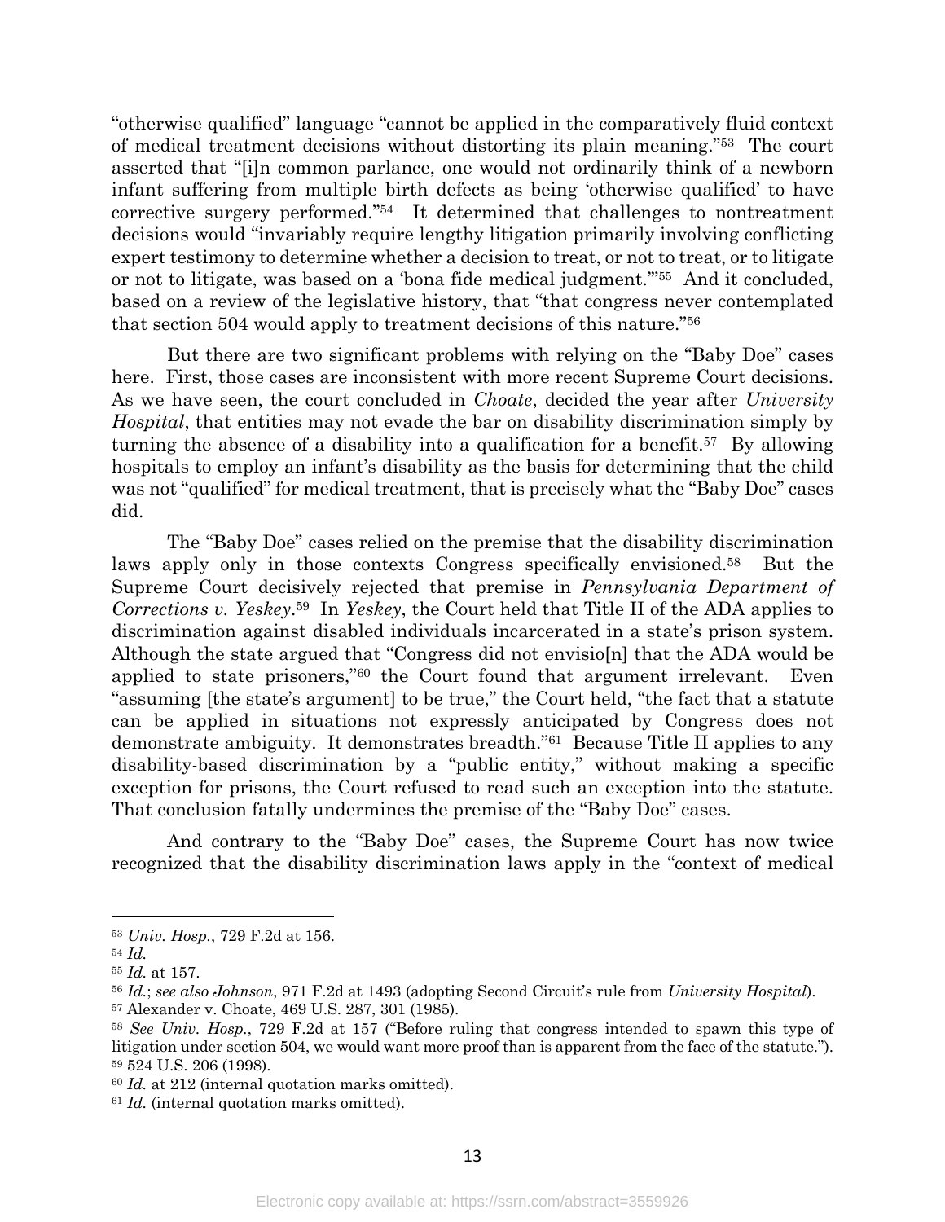"otherwise qualified" language "cannot be applied in the comparatively fluid context of medical treatment decisions without distorting its plain meaning."[53] The court asserted that "[i]n common parlance, one would not ordinarily think of a newborn infant suffering from multiple birth defects as being 'otherwise qualified' to have corrective surgery performed."[54] It determined that challenges to nontreatment decisions would "invariably require lengthy litigation primarily involving conflicting expert testimony to determine whether a decision to treat, or not to treat, or to litigate or not to litigate, was based on a 'bona fide medical judgment.'"[55] And it concluded, based on a review of the legislative history, that "that congress never contemplated that section 504 would apply to treatment decisions of this nature."[56]

But there are two significant problems with relying on the "Baby Doe" cases here. First, those cases are inconsistent with more recent Supreme Court decisions. As we have seen, the court concluded in *Choate*, decided the year after *University Hospital*, that entities may not evade the bar on disability discrimination simply by turning the absence of a disability into a qualification for a benefit.[57] By allowing hospitals to employ an infant's disability as the basis for determining that the child was not "qualified" for medical treatment, that is precisely what the "Baby Doe" cases did.

The "Baby Doe" cases relied on the premise that the disability discrimination laws apply only in those contexts Congress specifically envisioned.[58] But the Supreme Court decisively rejected that premise in *Pennsylvania Department of Corrections v. Yeskey*.[59] In *Yeskey*, the Court held that Title II of the ADA applies to discrimination against disabled individuals incarcerated in a state's prison system. Although the state argued that "Congress did not envisio[n] that the ADA would be applied to state prisoners,"[60] the Court found that argument irrelevant. Even "assuming [the state's argument] to be true," the Court held, "the fact that a statute can be applied in situations not expressly anticipated by Congress does not demonstrate ambiguity. It demonstrates breadth."[61] Because Title II applies to any disability-based discrimination by a "public entity," without making a specific exception for prisons, the Court refused to read such an exception into the statute. That conclusion fatally undermines the premise of the "Baby Doe" cases.

And contrary to the "Baby Doe" cases, the Supreme Court has now twice recognized that the disability discrimination laws apply in the "context of medical

---

[53] *Univ. Hosp.*, 729 F.2d at 156.

[54] *Id.*

[55] *Id.* at 157.

[56] *Id.*; *see also Johnson*, 971 F.2d at 1493 (adopting Second Circuit's rule from *University Hospital*).

[57] Alexander v. Choate, 469 U.S. 287, 301 (1985).

[58] *See Univ. Hosp.*, 729 F.2d at 157 ("Before ruling that congress intended to spawn this type of litigation under section 504, we would want more proof than is apparent from the face of the statute.").

[59] 524 U.S. 206 (1998).

[60] *Id.* at 212 (internal quotation marks omitted).

[61] *Id.* (internal quotation marks omitted).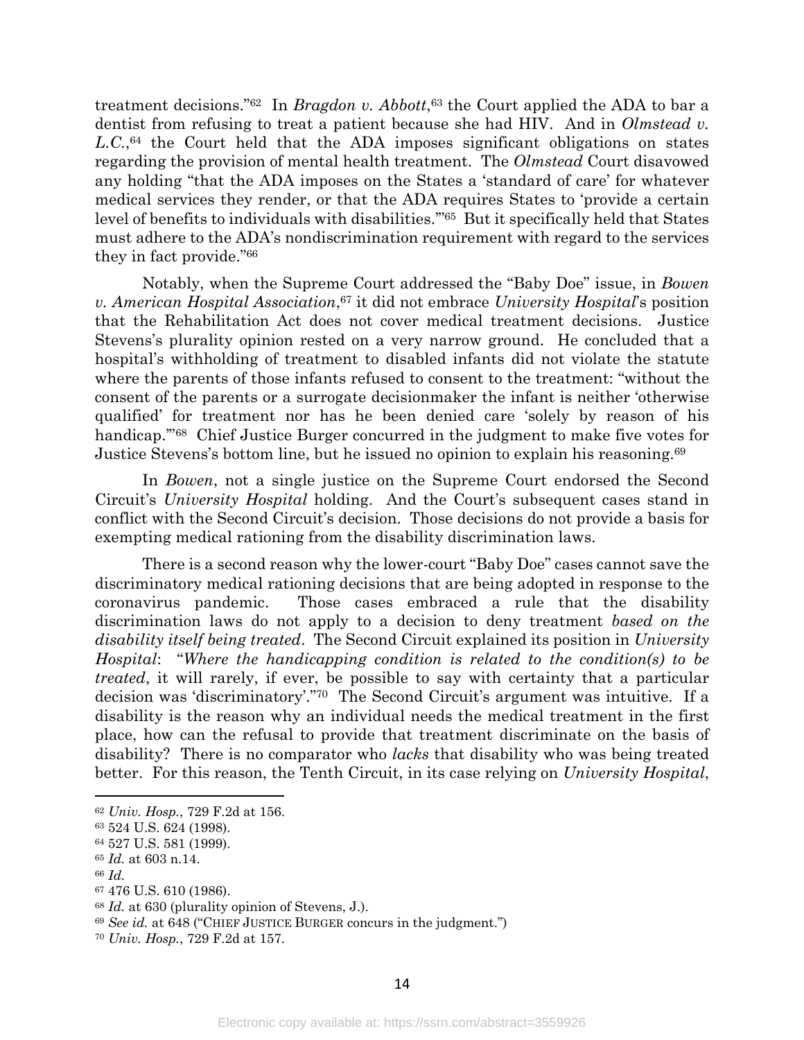treatment decisions."[62] In *Bragdon v. Abbott*,[63] the Court applied the ADA to bar a dentist from refusing to treat a patient because she had HIV. And in *Olmstead v. L.C.*,[64] the Court held that the ADA imposes significant obligations on states regarding the provision of mental health treatment. The *Olmstead* Court disavowed any holding "that the ADA imposes on the States a 'standard of care' for whatever medical services they render, or that the ADA requires States to 'provide a certain level of benefits to individuals with disabilities.'"[65] But it specifically held that States must adhere to the ADA's nondiscrimination requirement with regard to the services they in fact provide."[66]

Notably, when the Supreme Court addressed the "Baby Doe" issue, in *Bowen v. American Hospital Association*,[67] it did not embrace *University Hospital*'s position that the Rehabilitation Act does not cover medical treatment decisions. Justice Stevens's plurality opinion rested on a very narrow ground. He concluded that a hospital's withholding of treatment to disabled infants did not violate the statute where the parents of those infants refused to consent to the treatment: "without the consent of the parents or a surrogate decisionmaker the infant is neither 'otherwise qualified' for treatment nor has he been denied care 'solely by reason of his handicap.'"[68] Chief Justice Burger concurred in the judgment to make five votes for Justice Stevens's bottom line, but he issued no opinion to explain his reasoning.[69]

In *Bowen*, not a single justice on the Supreme Court endorsed the Second Circuit's *University Hospital* holding. And the Court's subsequent cases stand in conflict with the Second Circuit's decision. Those decisions do not provide a basis for exempting medical rationing from the disability discrimination laws.

There is a second reason why the lower-court "Baby Doe" cases cannot save the discriminatory medical rationing decisions that are being adopted in response to the coronavirus pandemic. Those cases embraced a rule that the disability discrimination laws do not apply to a decision to deny treatment *based on the disability itself being treated*. The Second Circuit explained its position in *University Hospital*: "*Where the handicapping condition is related to the condition(s) to be treated*, it will rarely, if ever, be possible to say with certainty that a particular decision was 'discriminatory'."[70] The Second Circuit's argument was intuitive. If a disability is the reason why an individual needs the medical treatment in the first place, how can the refusal to provide that treatment discriminate on the basis of disability? There is no comparator who *lacks* that disability who was being treated better. For this reason, the Tenth Circuit, in its case relying on *University Hospital*,

---

[62] *Univ. Hosp.*, 729 F.2d at 156.

[63] 524 U.S. 624 (1998).

[64] 527 U.S. 581 (1999).

[65] *Id.* at 603 n.14.

[66] *Id.*

[67] 476 U.S. 610 (1986).

[68] *Id.* at 630 (plurality opinion of Stevens, J.).

[69] *See id.* at 648 ("CHIEF JUSTICE BURGER concurs in the judgment.")

[70] *Univ. Hosp.*, 729 F.2d at 157.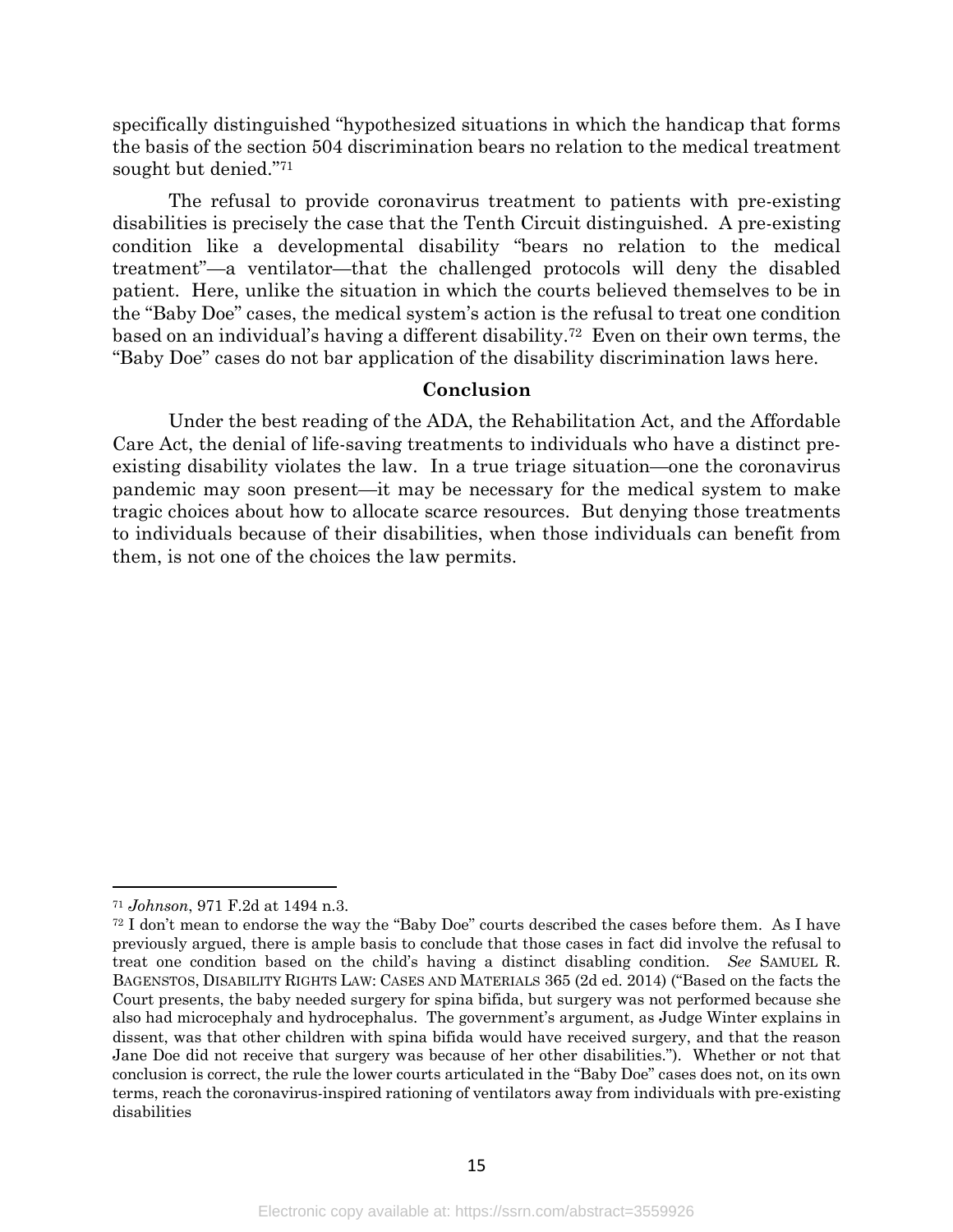specifically distinguished "hypothesized situations in which the handicap that forms the basis of the section 504 discrimination bears no relation to the medical treatment sought but denied."[71]

The refusal to provide coronavirus treatment to patients with pre-existing disabilities is precisely the case that the Tenth Circuit distinguished. A pre-existing condition like a developmental disability "bears no relation to the medical treatment"—a ventilator—that the challenged protocols will deny the disabled patient. Here, unlike the situation in which the courts believed themselves to be in the "Baby Doe" cases, the medical system's action is the refusal to treat one condition based on an individual's having a different disability.[72] Even on their own terms, the "Baby Doe" cases do not bar application of the disability discrimination laws here.

## Conclusion

Under the best reading of the ADA, the Rehabilitation Act, and the Affordable Care Act, the denial of life-saving treatments to individuals who have a distinct pre-existing disability violates the law. In a true triage situation—one the coronavirus pandemic may soon present—it may be necessary for the medical system to make tragic choices about how to allocate scarce resources. But denying those treatments to individuals because of their disabilities, when those individuals can benefit from them, is not one of the choices the law permits.

---

[71] *Johnson*, 971 F.2d at 1494 n.3.

[72] I don't mean to endorse the way the "Baby Doe" courts described the cases before them. As I have previously argued, there is ample basis to conclude that those cases in fact did involve the refusal to treat one condition based on the child's having a distinct disabling condition. *See* SAMUEL R. BAGENSTOS, DISABILITY RIGHTS LAW: CASES AND MATERIALS 365 (2d ed. 2014) ("Based on the facts the Court presents, the baby needed surgery for spina bifida, but surgery was not performed because she also had microcephaly and hydrocephalus. The government's argument, as Judge Winter explains in dissent, was that other children with spina bifida would have received surgery, and that the reason Jane Doe did not receive that surgery was because of her other disabilities."). Whether or not that conclusion is correct, the rule the lower courts articulated in the "Baby Doe" cases does not, on its own terms, reach the coronavirus-inspired rationing of ventilators away from individuals with pre-existing disabilities